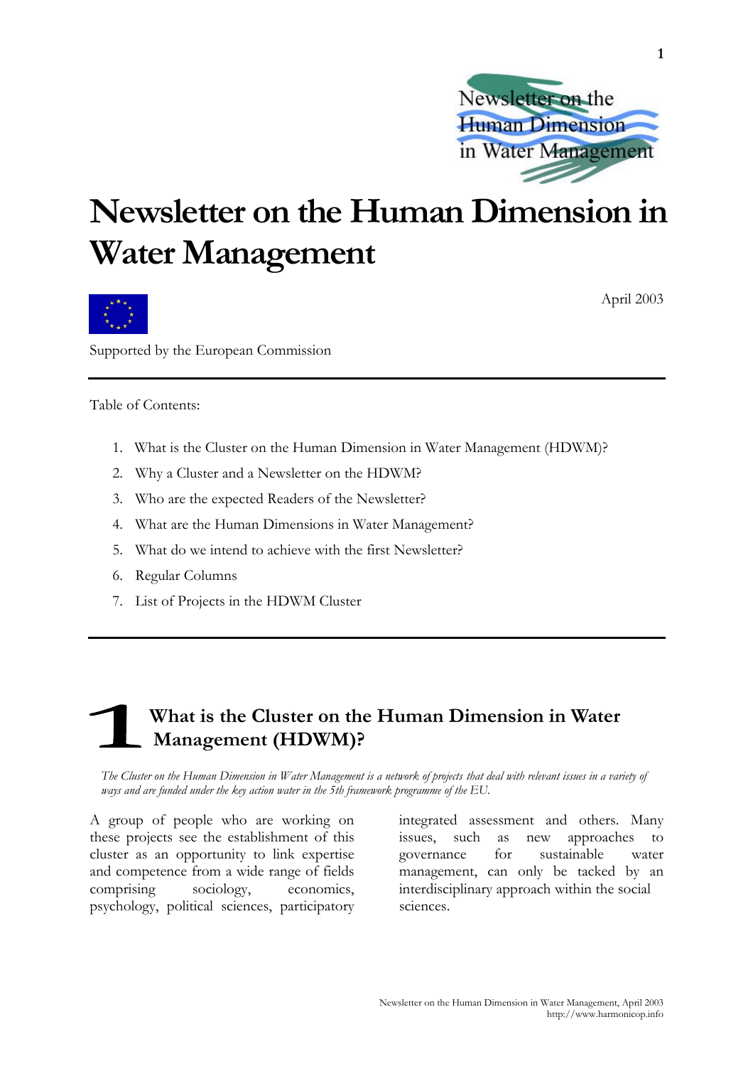# Newsletter on the Human Dimension in Water Management

April 2003

Supported by the European Commission

Table of Contents:

1. What is the Cluster on the Human Dimension in Water Management (HDWM)?
2. Why a Cluster and a Newsletter on the HDWM?
3. Who are the expected Readers of the Newsletter?
4. What are the Human Dimensions in Water Management?
5. What do we intend to achieve with the first Newsletter?
6. Regular Columns
7. List of Projects in the HDWM Cluster

## 1 What is the Cluster on the Human Dimension in Water Management (HDWM)?

*The Cluster on the Human Dimension in Water Management is a network of projects that deal with relevant issues in a variety of ways and are funded under the key action water in the 5th framework programme of the EU.*

A group of people who are working on these projects see the establishment of this cluster as an opportunity to link expertise and competence from a wide range of fields comprising sociology, economics, psychology, political sciences, participatory integrated assessment and others. Many issues, such as new approaches to governance for sustainable water management, can only be tacked by an interdisciplinary approach within the social sciences.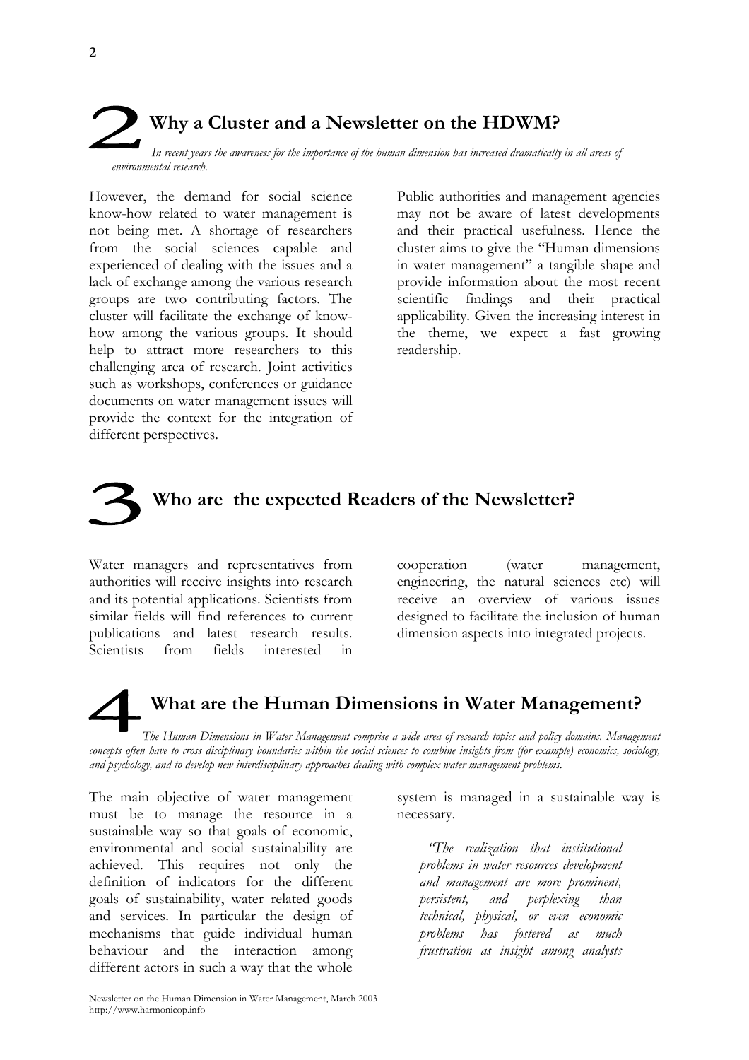## 2 Why a Cluster and a Newsletter on the HDWM?

*In recent years the awareness for the importance of the human dimension has increased dramatically in all areas of environmental research.*

However, the demand for social science know-how related to water management is not being met. A shortage of researchers from the social sciences capable and experienced of dealing with the issues and a lack of exchange among the various research groups are two contributing factors. The cluster will facilitate the exchange of know-how among the various groups. It should help to attract more researchers to this challenging area of research. Joint activities such as workshops, conferences or guidance documents on water management issues will provide the context for the integration of different perspectives.

Public authorities and management agencies may not be aware of latest developments and their practical usefulness. Hence the cluster aims to give the "Human dimensions in water management" a tangible shape and provide information about the most recent scientific findings and their practical applicability. Given the increasing interest in the theme, we expect a fast growing readership.

## 3 Who are the expected Readers of the Newsletter?

Water managers and representatives from authorities will receive insights into research and its potential applications. Scientists from similar fields will find references to current publications and latest research results. Scientists from fields interested in cooperation (water management, engineering, the natural sciences etc) will receive an overview of various issues designed to facilitate the inclusion of human dimension aspects into integrated projects.

## 4 What are the Human Dimensions in Water Management?

*The Human Dimensions in Water Management comprise a wide area of research topics and policy domains. Management concepts often have to cross disciplinary boundaries within the social sciences to combine insights from (for example) economics, sociology, and psychology, and to develop new interdisciplinary approaches dealing with complex water management problems.*

The main objective of water management must be to manage the resource in a sustainable way so that goals of economic, environmental and social sustainability are achieved. This requires not only the definition of indicators for the different goals of sustainability, water related goods and services. In particular the design of mechanisms that guide individual human behaviour and the interaction among different actors in such a way that the whole system is managed in a sustainable way is necessary.

> *"The realization that institutional problems in water resources development and management are more prominent, persistent, and perplexing than technical, physical, or even economic problems has fostered as much frustration as insight among analysts*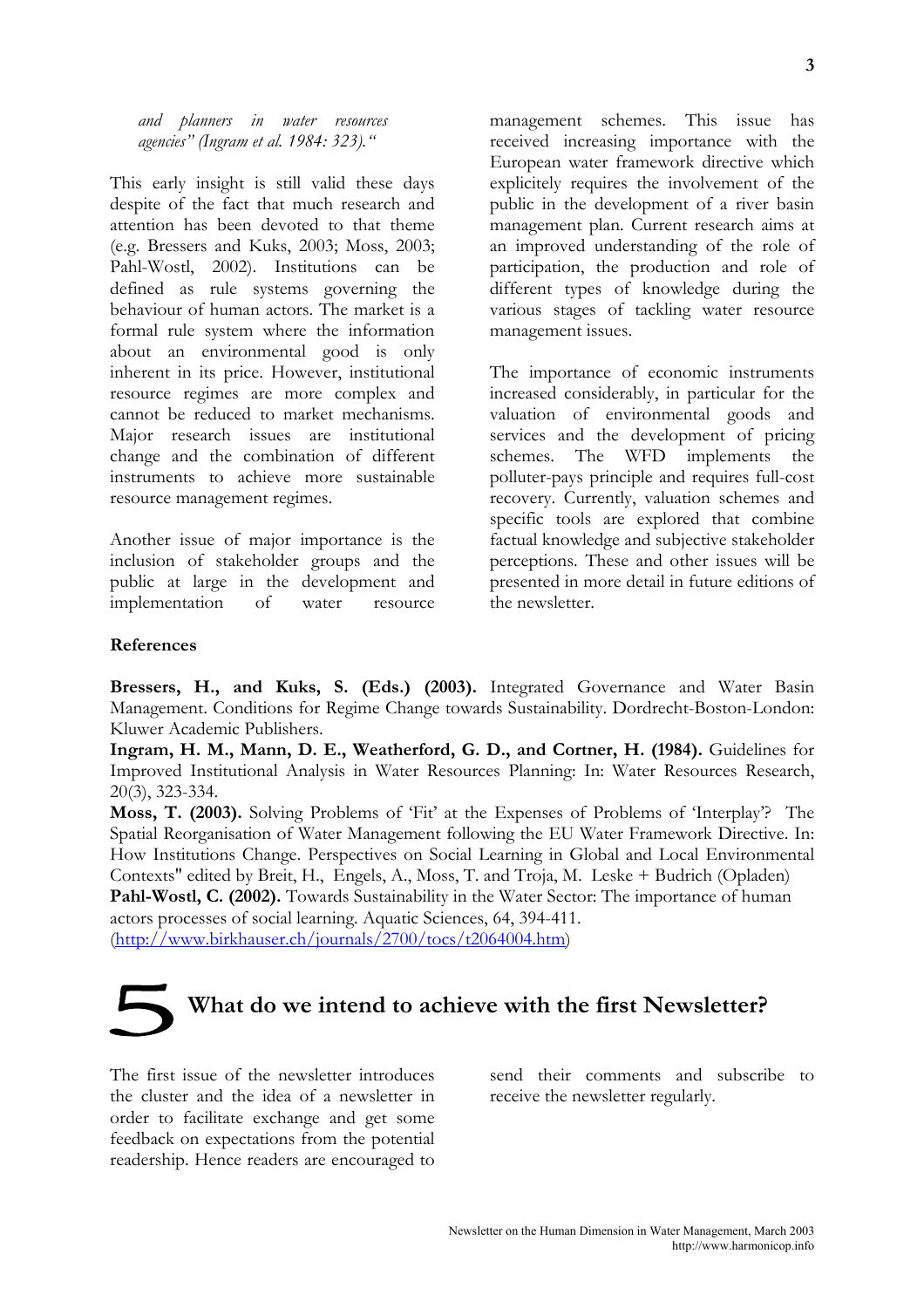*and planners in water resources agencies" (Ingram et al. 1984: 323)."*

This early insight is still valid these days despite of the fact that much research and attention has been devoted to that theme (e.g. Bressers and Kuks, 2003; Moss, 2003; Pahl-Wostl, 2002). Institutions can be defined as rule systems governing the behaviour of human actors. The market is a formal rule system where the information about an environmental good is only inherent in its price. However, institutional resource regimes are more complex and cannot be reduced to market mechanisms. Major research issues are institutional change and the combination of different instruments to achieve more sustainable resource management regimes.

Another issue of major importance is the inclusion of stakeholder groups and the public at large in the development and implementation of water resource management schemes. This issue has received increasing importance with the European water framework directive which explicitely requires the involvement of the public in the development of a river basin management plan. Current research aims at an improved understanding of the role of participation, the production and role of different types of knowledge during the various stages of tackling water resource management issues.

The importance of economic instruments increased considerably, in particular for the valuation of environmental goods and services and the development of pricing schemes. The WFD implements the polluter-pays principle and requires full-cost recovery. Currently, valuation schemes and specific tools are explored that combine factual knowledge and subjective stakeholder perceptions. These and other issues will be presented in more detail in future editions of the newsletter.

**References**

**Bressers, H., and Kuks, S. (Eds.) (2003).** Integrated Governance and Water Basin Management. Conditions for Regime Change towards Sustainability. Dordrecht-Boston-London: Kluwer Academic Publishers.

**Ingram, H. M., Mann, D. E., Weatherford, G. D., and Cortner, H. (1984).** Guidelines for Improved Institutional Analysis in Water Resources Planning: In: Water Resources Research, 20(3), 323-334.

**Moss, T. (2003).** Solving Problems of 'Fit' at the Expenses of Problems of 'Interplay'? The Spatial Reorganisation of Water Management following the EU Water Framework Directive. In: How Institutions Change. Perspectives on Social Learning in Global and Local Environmental Contexts" edited by Breit, H., Engels, A., Moss, T. and Troja, M. Leske + Budrich (Opladen)

**Pahl-Wostl, C. (2002).** Towards Sustainability in the Water Sector: The importance of human actors processes of social learning. Aquatic Sciences, 64, 394-411. (http://www.birkhauser.ch/journals/2700/tocs/t2064004.htm)

## 5 What do we intend to achieve with the first Newsletter?

The first issue of the newsletter introduces the cluster and the idea of a newsletter in order to facilitate exchange and get some feedback on expectations from the potential readership. Hence readers are encouraged to send their comments and subscribe to receive the newsletter regularly.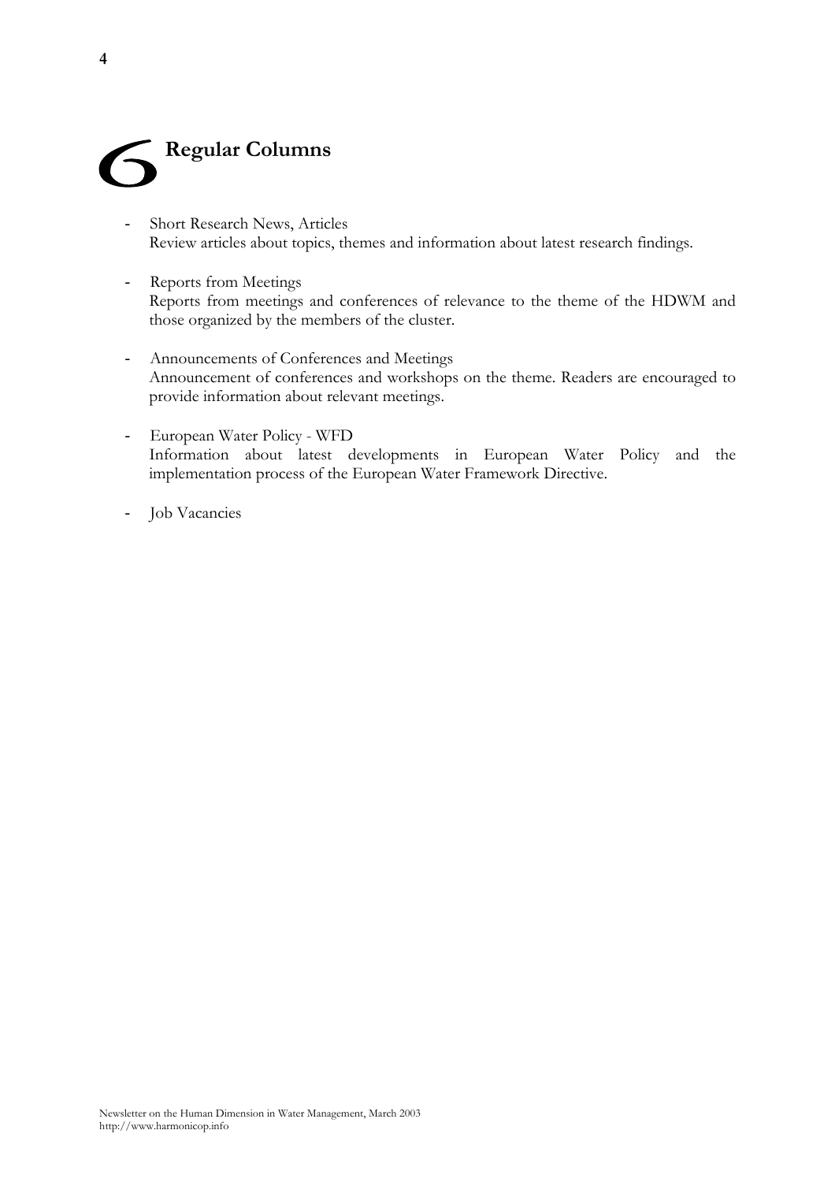# 6 Regular Columns

- Short Research News, Articles
  Review articles about topics, themes and information about latest research findings.

- Reports from Meetings
  Reports from meetings and conferences of relevance to the theme of the HDWM and those organized by the members of the cluster.

- Announcements of Conferences and Meetings
  Announcement of conferences and workshops on the theme. Readers are encouraged to provide information about relevant meetings.

- European Water Policy - WFD
  Information about latest developments in European Water Policy and the implementation process of the European Water Framework Directive.

- Job Vacancies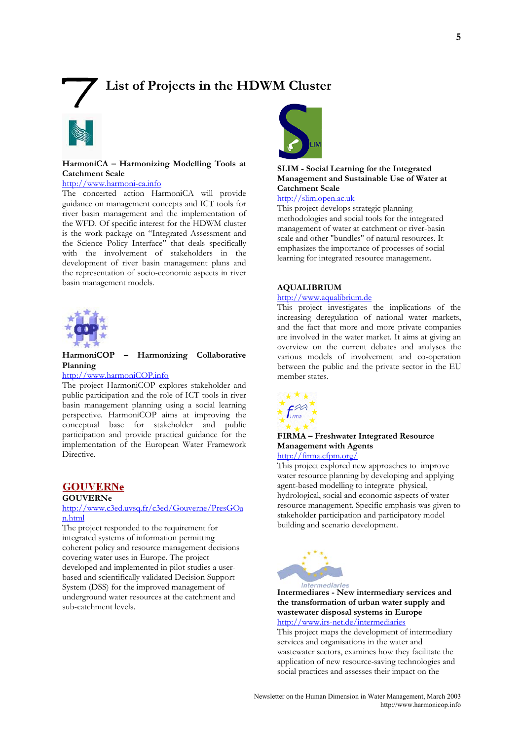# 7 List of Projects in the HDWM Cluster

**HarmoniCA – Harmonizing Modelling Tools at Catchment Scale**

http://www.harmoni-ca.info

The concerted action HarmoniCA will provide guidance on management concepts and ICT tools for river basin management and the implementation of the WFD. Of specific interest for the HDWM cluster is the work package on "Integrated Assessment and the Science Policy Interface" that deals specifically with the involvement of stakeholders in the development of river basin management plans and the representation of socio-economic aspects in river basin management models.

**HarmoniCOP – Harmonizing Collaborative Planning**

http://www.harmoniCOP.info

The project HarmoniCOP explores stakeholder and public participation and the role of ICT tools in river basin management planning using a social learning perspective. HarmoniCOP aims at improving the conceptual base for stakeholder and public participation and provide practical guidance for the implementation of the European Water Framework Directive.

**GOUVERNe**

**GOUVERNe**

http://www.c3ed.uvsq.fr/c3ed/Gouverne/PresGOan.html

The project responded to the requirement for integrated systems of information permitting coherent policy and resource management decisions covering water uses in Europe. The project developed and implemented in pilot studies a user-based and scientifically validated Decision Support System (DSS) for the improved management of underground water resources at the catchment and sub-catchment levels.

**SLIM - Social Learning for the Integrated Management and Sustainable Use of Water at Catchment Scale**

http://slim.open.ac.uk

This project develops strategic planning methodologies and social tools for the integrated management of water at catchment or river-basin scale and other "bundles" of natural resources. It emphasizes the importance of processes of social learning for integrated resource management.

**AQUALIBRIUM**

http://www.aqualibrium.de

This project investigates the implications of the increasing deregulation of national water markets, and the fact that more and more private companies are involved in the water market. It aims at giving an overview on the current debates and analyses the various models of involvement and co-operation between the public and the private sector in the EU member states.

**FIRMA – Freshwater Integrated Resource Management with Agents**

http://firma.cfpm.org/

This project explored new approaches to improve water resource planning by developing and applying agent-based modelling to integrate physical, hydrological, social and economic aspects of water resource management. Specific emphasis was given to stakeholder participation and participatory model building and scenario development.

**Intermediares - New intermediary services and the transformation of urban water supply and wastewater disposal systems in Europe**

http://www.irs-net.de/intermediaries

This project maps the development of intermediary services and organisations in the water and wastewater sectors, examines how they facilitate the application of new resource-saving technologies and social practices and assesses their impact on the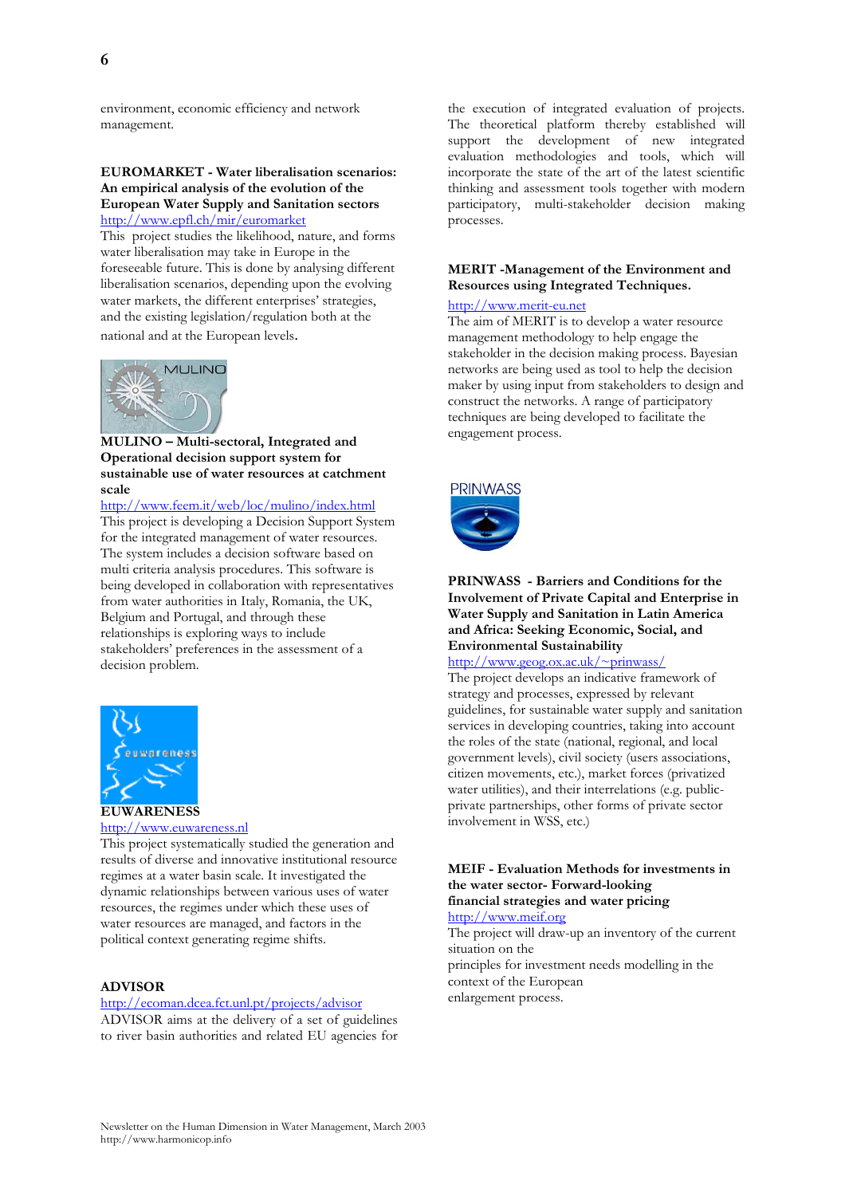environment, economic efficiency and network management.

**EUROMARKET - Water liberalisation scenarios: An empirical analysis of the evolution of the European Water Supply and Sanitation sectors**
http://www.epfl.ch/mir/euromarket
This project studies the likelihood, nature, and forms water liberalisation may take in Europe in the foreseeable future. This is done by analysing different liberalisation scenarios, depending upon the evolving water markets, the different enterprises' strategies, and the existing legislation/regulation both at the national and at the European levels.

**MULINO – Multi-sectoral, Integrated and Operational decision support system for sustainable use of water resources at catchment scale**
http://www.feem.it/web/loc/mulino/index.html
This project is developing a Decision Support System for the integrated management of water resources. The system includes a decision software based on multi criteria analysis procedures. This software is being developed in collaboration with representatives from water authorities in Italy, Romania, the UK, Belgium and Portugal, and through these relationships is exploring ways to include stakeholders' preferences in the assessment of a decision problem.

**EUWARENESS**
http://www.euwareness.nl
This project systematically studied the generation and results of diverse and innovative institutional resource regimes at a water basin scale. It investigated the dynamic relationships between various uses of water resources, the regimes under which these uses of water resources are managed, and factors in the political context generating regime shifts.

**ADVISOR**
http://ecoman.dcea.fct.unl.pt/projects/advisor
ADVISOR aims at the delivery of a set of guidelines to river basin authorities and related EU agencies for the execution of integrated evaluation of projects. The theoretical platform thereby established will support the development of new integrated evaluation methodologies and tools, which will incorporate the state of the art of the latest scientific thinking and assessment tools together with modern participatory, multi-stakeholder decision making processes.

**MERIT -Management of the Environment and Resources using Integrated Techniques.**
http://www.merit-eu.net
The aim of MERIT is to develop a water resource management methodology to help engage the stakeholder in the decision making process. Bayesian networks are being used as tool to help the decision maker by using input from stakeholders to design and construct the networks. A range of participatory techniques are being developed to facilitate the engagement process.

**PRINWASS - Barriers and Conditions for the Involvement of Private Capital and Enterprise in Water Supply and Sanitation in Latin America and Africa: Seeking Economic, Social, and Environmental Sustainability**
http://www.geog.ox.ac.uk/~prinwass/
The project develops an indicative framework of strategy and processes, expressed by relevant guidelines, for sustainable water supply and sanitation services in developing countries, taking into account the roles of the state (national, regional, and local government levels), civil society (users associations, citizen movements, etc.), market forces (privatized water utilities), and their interrelations (e.g. public-private partnerships, other forms of private sector involvement in WSS, etc.)

**MEIF - Evaluation Methods for investments in the water sector- Forward-looking financial strategies and water pricing**
http://www.meif.org
The project will draw-up an inventory of the current situation on the principles for investment needs modelling in the context of the European enlargement process.

Newsletter on the Human Dimension in Water Management, March 2003
http://www.harmonicop.info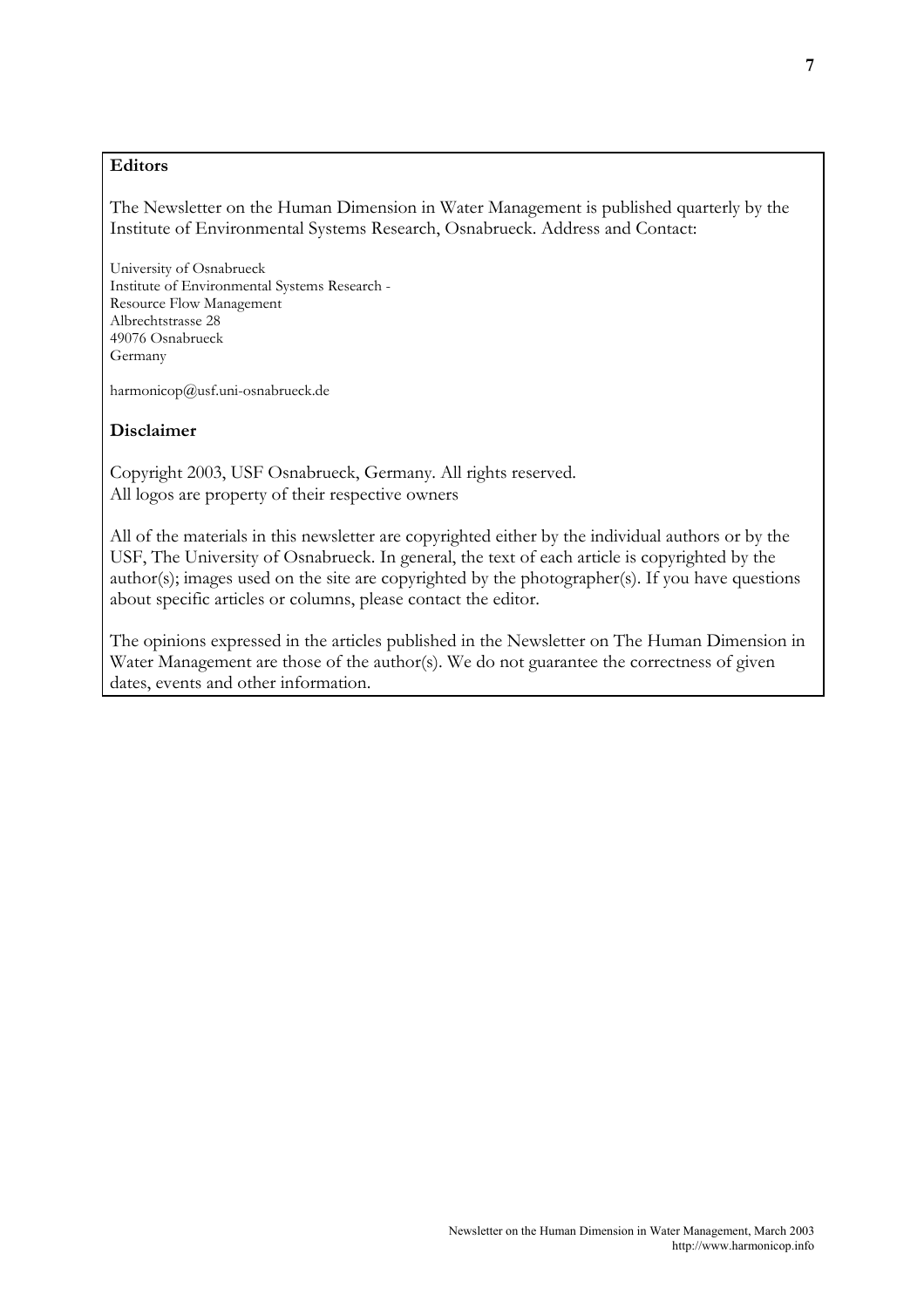## Editors

The Newsletter on the Human Dimension in Water Management is published quarterly by the Institute of Environmental Systems Research, Osnabrueck. Address and Contact:

University of Osnabrueck
Institute of Environmental Systems Research -
Resource Flow Management
Albrechtstrasse 28
49076 Osnabrueck
Germany

harmonicop@usf.uni-osnabrueck.de

## Disclaimer

Copyright 2003, USF Osnabrueck, Germany. All rights reserved.
All logos are property of their respective owners

All of the materials in this newsletter are copyrighted either by the individual authors or by the USF, The University of Osnabrueck. In general, the text of each article is copyrighted by the author(s); images used on the site are copyrighted by the photographer(s). If you have questions about specific articles or columns, please contact the editor.

The opinions expressed in the articles published in the Newsletter on The Human Dimension in Water Management are those of the author(s). We do not guarantee the correctness of given dates, events and other information.